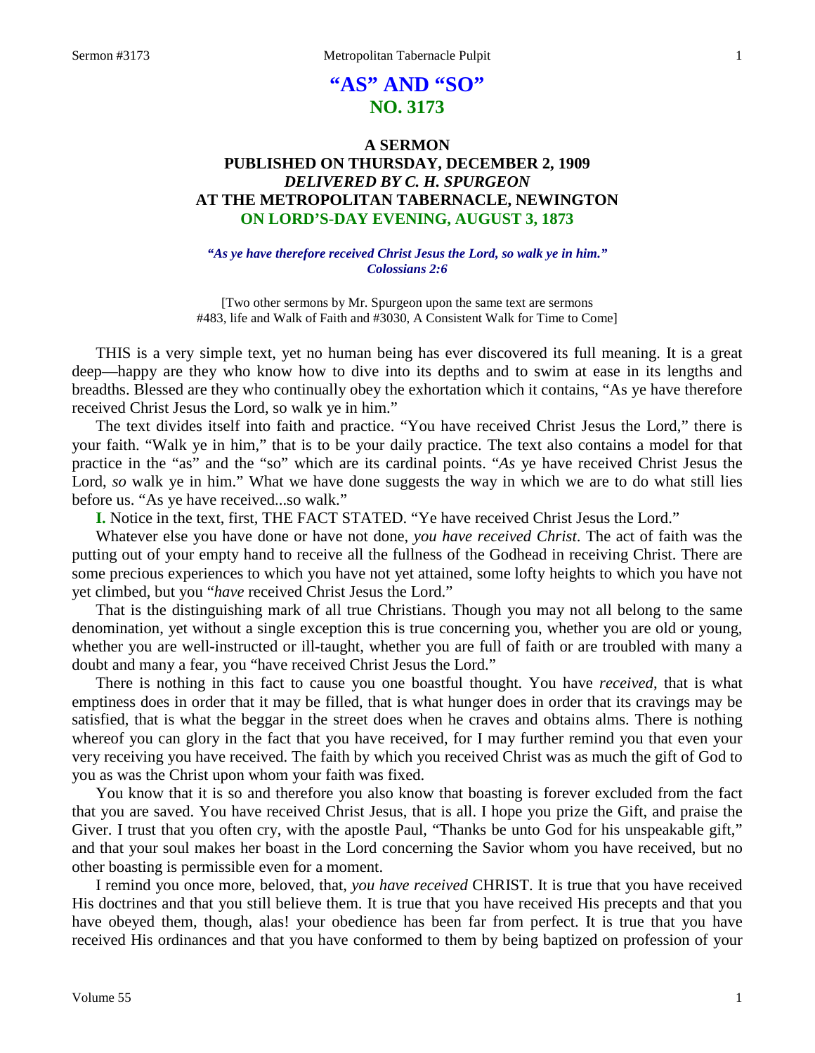# "AS" AND "SO"
## NO. 3173

### A SERMON
### PUBLISHED ON THURSDAY, DECEMBER 2, 1909
### *DELIVERED BY C. H. SPURGEON*
### AT THE METROPOLITAN TABERNACLE, NEWINGTON
### ON LORD'S-DAY EVENING, AUGUST 3, 1873

***"As ye have therefore received Christ Jesus the Lord, so walk ye in him." Colossians 2:6***

[Two other sermons by Mr. Spurgeon upon the same text are sermons #483, life and Walk of Faith and #3030, A Consistent Walk for Time to Come]

THIS is a very simple text, yet no human being has ever discovered its full meaning. It is a great deep—happy are they who know how to dive into its depths and to swim at ease in its lengths and breadths. Blessed are they who continually obey the exhortation which it contains, "As ye have therefore received Christ Jesus the Lord, so walk ye in him."

The text divides itself into faith and practice. "You have received Christ Jesus the Lord," there is your faith. "Walk ye in him," that is to be your daily practice. The text also contains a model for that practice in the "as" and the "so" which are its cardinal points. "*As* ye have received Christ Jesus the Lord, *so* walk ye in him." What we have done suggests the way in which we are to do what still lies before us. "As ye have received...so walk."

**I.** Notice in the text, first, THE FACT STATED. "Ye have received Christ Jesus the Lord."

Whatever else you have done or have not done, *you have received Christ*. The act of faith was the putting out of your empty hand to receive all the fullness of the Godhead in receiving Christ. There are some precious experiences to which you have not yet attained, some lofty heights to which you have not yet climbed, but you "*have* received Christ Jesus the Lord."

That is the distinguishing mark of all true Christians. Though you may not all belong to the same denomination, yet without a single exception this is true concerning you, whether you are old or young, whether you are well-instructed or ill-taught, whether you are full of faith or are troubled with many a doubt and many a fear, you "have received Christ Jesus the Lord."

There is nothing in this fact to cause you one boastful thought. You have *received*, that is what emptiness does in order that it may be filled, that is what hunger does in order that its cravings may be satisfied, that is what the beggar in the street does when he craves and obtains alms. There is nothing whereof you can glory in the fact that you have received, for I may further remind you that even your very receiving you have received. The faith by which you received Christ was as much the gift of God to you as was the Christ upon whom your faith was fixed.

You know that it is so and therefore you also know that boasting is forever excluded from the fact that you are saved. You have received Christ Jesus, that is all. I hope you prize the Gift, and praise the Giver. I trust that you often cry, with the apostle Paul, "Thanks be unto God for his unspeakable gift," and that your soul makes her boast in the Lord concerning the Savior whom you have received, but no other boasting is permissible even for a moment.

I remind you once more, beloved, that, *you have received* CHRIST. It is true that you have received His doctrines and that you still believe them. It is true that you have received His precepts and that you have obeyed them, though, alas! your obedience has been far from perfect. It is true that you have received His ordinances and that you have conformed to them by being baptized on profession of your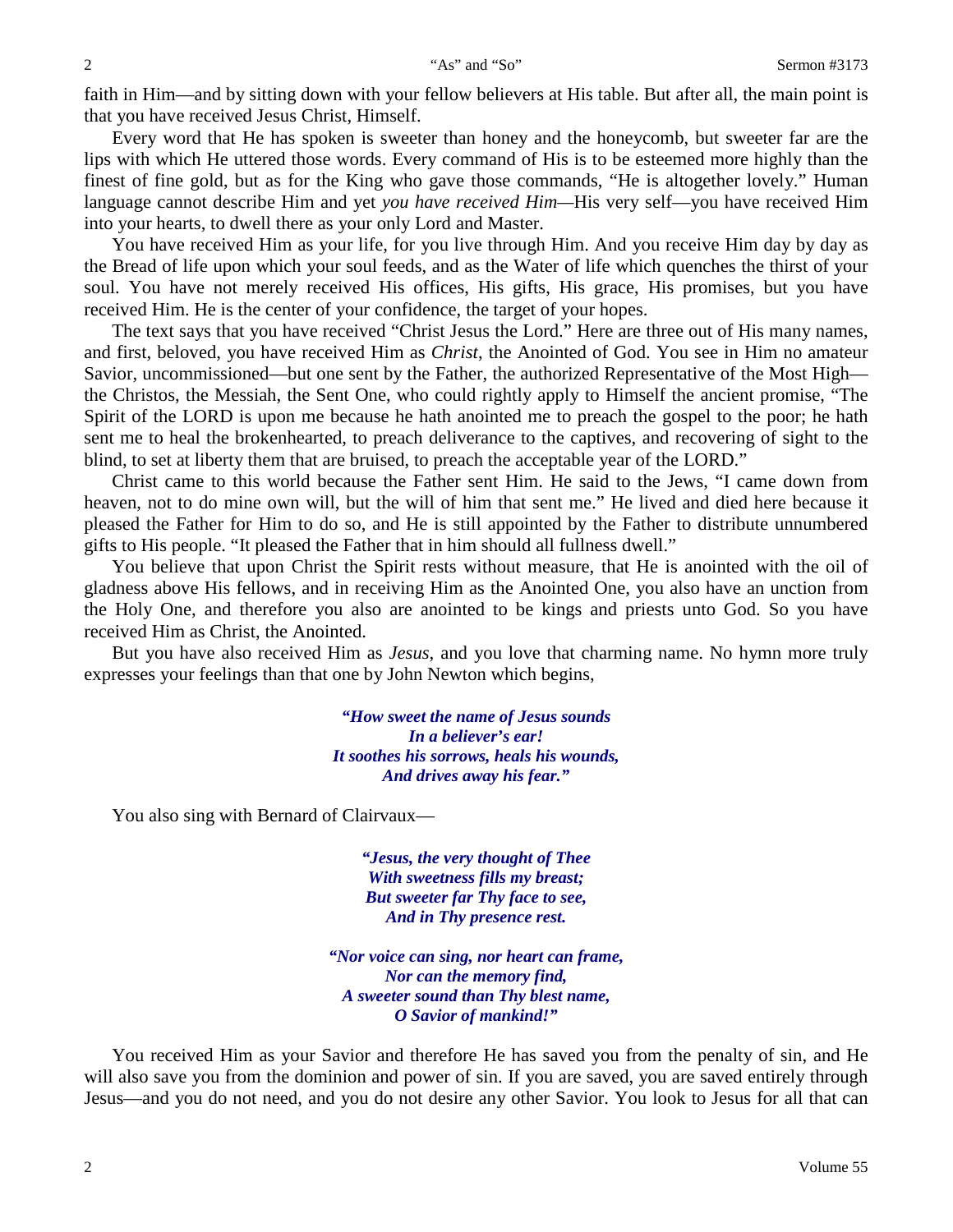faith in Him—and by sitting down with your fellow believers at His table. But after all, the main point is that you have received Jesus Christ, Himself.

Every word that He has spoken is sweeter than honey and the honeycomb, but sweeter far are the lips with which He uttered those words. Every command of His is to be esteemed more highly than the finest of fine gold, but as for the King who gave those commands, "He is altogether lovely." Human language cannot describe Him and yet *you have received Him*—His very self—you have received Him into your hearts, to dwell there as your only Lord and Master.

You have received Him as your life, for you live through Him. And you receive Him day by day as the Bread of life upon which your soul feeds, and as the Water of life which quenches the thirst of your soul. You have not merely received His offices, His gifts, His grace, His promises, but you have received Him. He is the center of your confidence, the target of your hopes.

The text says that you have received "Christ Jesus the Lord." Here are three out of His many names, and first, beloved, you have received Him as *Christ*, the Anointed of God. You see in Him no amateur Savior, uncommissioned—but one sent by the Father, the authorized Representative of the Most High—the Christos, the Messiah, the Sent One, who could rightly apply to Himself the ancient promise, "The Spirit of the LORD is upon me because he hath anointed me to preach the gospel to the poor; he hath sent me to heal the brokenhearted, to preach deliverance to the captives, and recovering of sight to the blind, to set at liberty them that are bruised, to preach the acceptable year of the LORD."

Christ came to this world because the Father sent Him. He said to the Jews, "I came down from heaven, not to do mine own will, but the will of him that sent me." He lived and died here because it pleased the Father for Him to do so, and He is still appointed by the Father to distribute unnumbered gifts to His people. "It pleased the Father that in him should all fullness dwell."

You believe that upon Christ the Spirit rests without measure, that He is anointed with the oil of gladness above His fellows, and in receiving Him as the Anointed One, you also have an unction from the Holy One, and therefore you also are anointed to be kings and priests unto God. So you have received Him as Christ, the Anointed.

But you have also received Him as *Jesus*, and you love that charming name. No hymn more truly expresses your feelings than that one by John Newton which begins,

> ***"How sweet the name of Jesus sounds***
> ***In a believer's ear!***
> ***It soothes his sorrows, heals his wounds,***
> ***And drives away his fear."***

You also sing with Bernard of Clairvaux—

> ***"Jesus, the very thought of Thee***
> ***With sweetness fills my breast;***
> ***But sweeter far Thy face to see,***
> ***And in Thy presence rest.***
>
> ***"Nor voice can sing, nor heart can frame,***
> ***Nor can the memory find,***
> ***A sweeter sound than Thy blest name,***
> ***O Savior of mankind!"***

You received Him as your Savior and therefore He has saved you from the penalty of sin, and He will also save you from the dominion and power of sin. If you are saved, you are saved entirely through Jesus—and you do not need, and you do not desire any other Savior. You look to Jesus for all that can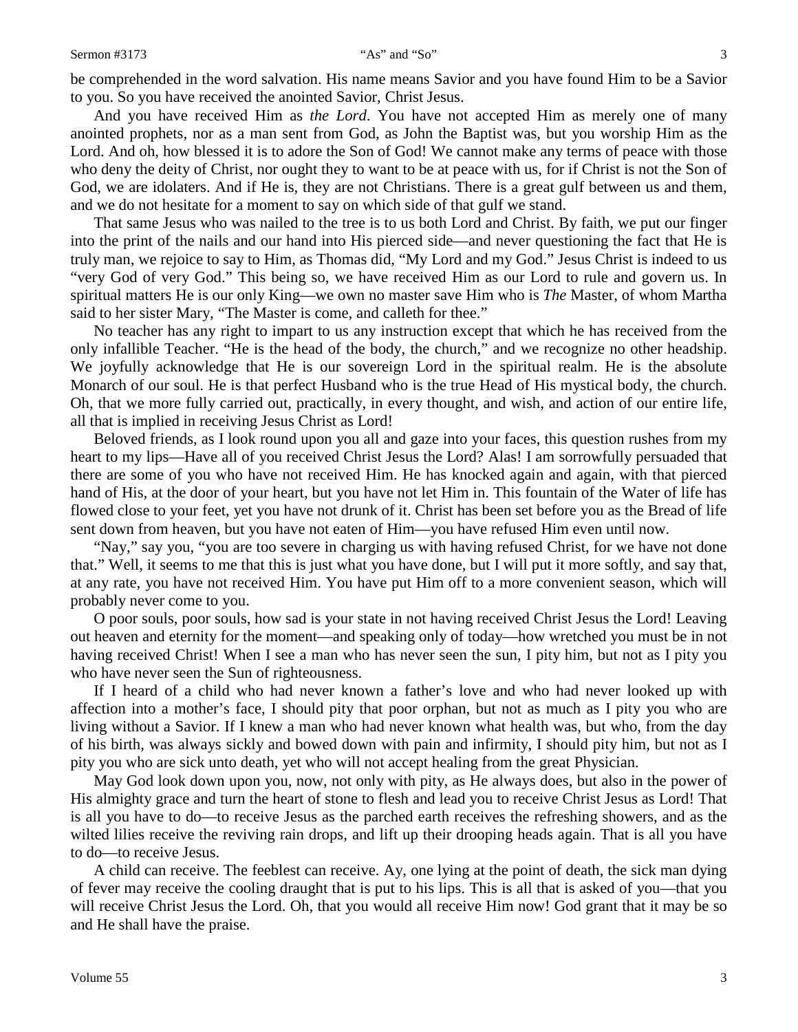be comprehended in the word salvation. His name means Savior and you have found Him to be a Savior to you. So you have received the anointed Savior, Christ Jesus.

And you have received Him as *the Lord*. You have not accepted Him as merely one of many anointed prophets, nor as a man sent from God, as John the Baptist was, but you worship Him as the Lord. And oh, how blessed it is to adore the Son of God! We cannot make any terms of peace with those who deny the deity of Christ, nor ought they to want to be at peace with us, for if Christ is not the Son of God, we are idolaters. And if He is, they are not Christians. There is a great gulf between us and them, and we do not hesitate for a moment to say on which side of that gulf we stand.

That same Jesus who was nailed to the tree is to us both Lord and Christ. By faith, we put our finger into the print of the nails and our hand into His pierced side—and never questioning the fact that He is truly man, we rejoice to say to Him, as Thomas did, "My Lord and my God." Jesus Christ is indeed to us "very God of very God." This being so, we have received Him as our Lord to rule and govern us. In spiritual matters He is our only King—we own no master save Him who is *The* Master, of whom Martha said to her sister Mary, "The Master is come, and calleth for thee."

No teacher has any right to impart to us any instruction except that which he has received from the only infallible Teacher. "He is the head of the body, the church," and we recognize no other headship. We joyfully acknowledge that He is our sovereign Lord in the spiritual realm. He is the absolute Monarch of our soul. He is that perfect Husband who is the true Head of His mystical body, the church. Oh, that we more fully carried out, practically, in every thought, and wish, and action of our entire life, all that is implied in receiving Jesus Christ as Lord!

Beloved friends, as I look round upon you all and gaze into your faces, this question rushes from my heart to my lips—Have all of you received Christ Jesus the Lord? Alas! I am sorrowfully persuaded that there are some of you who have not received Him. He has knocked again and again, with that pierced hand of His, at the door of your heart, but you have not let Him in. This fountain of the Water of life has flowed close to your feet, yet you have not drunk of it. Christ has been set before you as the Bread of life sent down from heaven, but you have not eaten of Him—you have refused Him even until now.

"Nay," say you, "you are too severe in charging us with having refused Christ, for we have not done that." Well, it seems to me that this is just what you have done, but I will put it more softly, and say that, at any rate, you have not received Him. You have put Him off to a more convenient season, which will probably never come to you.

O poor souls, poor souls, how sad is your state in not having received Christ Jesus the Lord! Leaving out heaven and eternity for the moment—and speaking only of today—how wretched you must be in not having received Christ! When I see a man who has never seen the sun, I pity him, but not as I pity you who have never seen the Sun of righteousness.

If I heard of a child who had never known a father's love and who had never looked up with affection into a mother's face, I should pity that poor orphan, but not as much as I pity you who are living without a Savior. If I knew a man who had never known what health was, but who, from the day of his birth, was always sickly and bowed down with pain and infirmity, I should pity him, but not as I pity you who are sick unto death, yet who will not accept healing from the great Physician.

May God look down upon you, now, not only with pity, as He always does, but also in the power of His almighty grace and turn the heart of stone to flesh and lead you to receive Christ Jesus as Lord! That is all you have to do—to receive Jesus as the parched earth receives the refreshing showers, and as the wilted lilies receive the reviving rain drops, and lift up their drooping heads again. That is all you have to do—to receive Jesus.

A child can receive. The feeblest can receive. Ay, one lying at the point of death, the sick man dying of fever may receive the cooling draught that is put to his lips. This is all that is asked of you—that you will receive Christ Jesus the Lord. Oh, that you would all receive Him now! God grant that it may be so and He shall have the praise.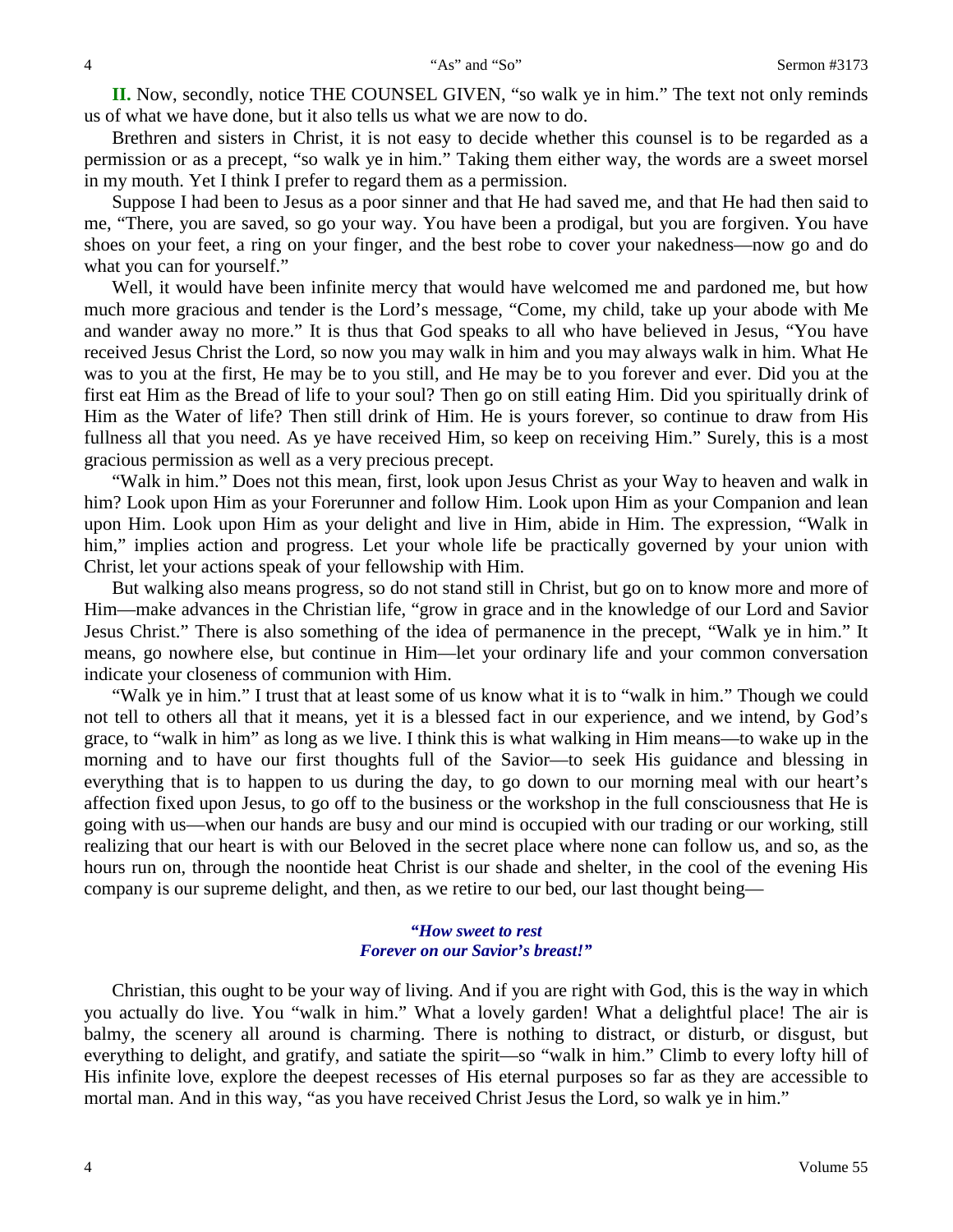**II.** Now, secondly, notice THE COUNSEL GIVEN, "so walk ye in him." The text not only reminds us of what we have done, but it also tells us what we are now to do.

Brethren and sisters in Christ, it is not easy to decide whether this counsel is to be regarded as a permission or as a precept, "so walk ye in him." Taking them either way, the words are a sweet morsel in my mouth. Yet I think I prefer to regard them as a permission.

Suppose I had been to Jesus as a poor sinner and that He had saved me, and that He had then said to me, "There, you are saved, so go your way. You have been a prodigal, but you are forgiven. You have shoes on your feet, a ring on your finger, and the best robe to cover your nakedness—now go and do what you can for yourself."

Well, it would have been infinite mercy that would have welcomed me and pardoned me, but how much more gracious and tender is the Lord's message, "Come, my child, take up your abode with Me and wander away no more." It is thus that God speaks to all who have believed in Jesus, "You have received Jesus Christ the Lord, so now you may walk in him and you may always walk in him. What He was to you at the first, He may be to you still, and He may be to you forever and ever. Did you at the first eat Him as the Bread of life to your soul? Then go on still eating Him. Did you spiritually drink of Him as the Water of life? Then still drink of Him. He is yours forever, so continue to draw from His fullness all that you need. As ye have received Him, so keep on receiving Him." Surely, this is a most gracious permission as well as a very precious precept.

"Walk in him." Does not this mean, first, look upon Jesus Christ as your Way to heaven and walk in him? Look upon Him as your Forerunner and follow Him. Look upon Him as your Companion and lean upon Him. Look upon Him as your delight and live in Him, abide in Him. The expression, "Walk in him," implies action and progress. Let your whole life be practically governed by your union with Christ, let your actions speak of your fellowship with Him.

But walking also means progress, so do not stand still in Christ, but go on to know more and more of Him—make advances in the Christian life, "grow in grace and in the knowledge of our Lord and Savior Jesus Christ." There is also something of the idea of permanence in the precept, "Walk ye in him." It means, go nowhere else, but continue in Him—let your ordinary life and your common conversation indicate your closeness of communion with Him.

"Walk ye in him." I trust that at least some of us know what it is to "walk in him." Though we could not tell to others all that it means, yet it is a blessed fact in our experience, and we intend, by God's grace, to "walk in him" as long as we live. I think this is what walking in Him means—to wake up in the morning and to have our first thoughts full of the Savior—to seek His guidance and blessing in everything that is to happen to us during the day, to go down to our morning meal with our heart's affection fixed upon Jesus, to go off to the business or the workshop in the full consciousness that He is going with us—when our hands are busy and our mind is occupied with our trading or our working, still realizing that our heart is with our Beloved in the secret place where none can follow us, and so, as the hours run on, through the noontide heat Christ is our shade and shelter, in the cool of the evening His company is our supreme delight, and then, as we retire to our bed, our last thought being—

*"How sweet to rest*
*Forever on our Savior's breast!"*

Christian, this ought to be your way of living. And if you are right with God, this is the way in which you actually do live. You "walk in him." What a lovely garden! What a delightful place! The air is balmy, the scenery all around is charming. There is nothing to distract, or disturb, or disgust, but everything to delight, and gratify, and satiate the spirit—so "walk in him." Climb to every lofty hill of His infinite love, explore the deepest recesses of His eternal purposes so far as they are accessible to mortal man. And in this way, "as you have received Christ Jesus the Lord, so walk ye in him."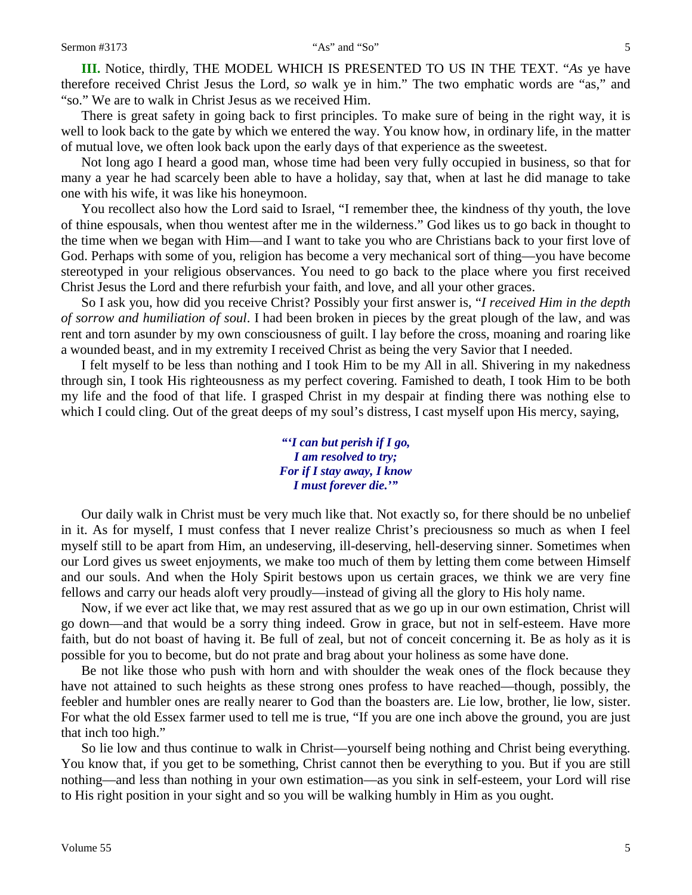**III.** Notice, thirdly, THE MODEL WHICH IS PRESENTED TO US IN THE TEXT. "*As* ye have therefore received Christ Jesus the Lord, *so* walk ye in him." The two emphatic words are "as," and "so." We are to walk in Christ Jesus as we received Him.

There is great safety in going back to first principles. To make sure of being in the right way, it is well to look back to the gate by which we entered the way. You know how, in ordinary life, in the matter of mutual love, we often look back upon the early days of that experience as the sweetest.

Not long ago I heard a good man, whose time had been very fully occupied in business, so that for many a year he had scarcely been able to have a holiday, say that, when at last he did manage to take one with his wife, it was like his honeymoon.

You recollect also how the Lord said to Israel, "I remember thee, the kindness of thy youth, the love of thine espousals, when thou wentest after me in the wilderness." God likes us to go back in thought to the time when we began with Him—and I want to take you who are Christians back to your first love of God. Perhaps with some of you, religion has become a very mechanical sort of thing—you have become stereotyped in your religious observances. You need to go back to the place where you first received Christ Jesus the Lord and there refurbish your faith, and love, and all your other graces.

So I ask you, how did you receive Christ? Possibly your first answer is, "*I received Him in the depth of sorrow and humiliation of soul*. I had been broken in pieces by the great plough of the law, and was rent and torn asunder by my own consciousness of guilt. I lay before the cross, moaning and roaring like a wounded beast, and in my extremity I received Christ as being the very Savior that I needed.

I felt myself to be less than nothing and I took Him to be my All in all. Shivering in my nakedness through sin, I took His righteousness as my perfect covering. Famished to death, I took Him to be both my life and the food of that life. I grasped Christ in my despair at finding there was nothing else to which I could cling. Out of the great deeps of my soul's distress, I cast myself upon His mercy, saying,

> ***"'I can but perish if I go,***
> ***I am resolved to try;***
> ***For if I stay away, I know***
> ***I must forever die.'"***

Our daily walk in Christ must be very much like that. Not exactly so, for there should be no unbelief in it. As for myself, I must confess that I never realize Christ's preciousness so much as when I feel myself still to be apart from Him, an undeserving, ill-deserving, hell-deserving sinner. Sometimes when our Lord gives us sweet enjoyments, we make too much of them by letting them come between Himself and our souls. And when the Holy Spirit bestows upon us certain graces, we think we are very fine fellows and carry our heads aloft very proudly—instead of giving all the glory to His holy name.

Now, if we ever act like that, we may rest assured that as we go up in our own estimation, Christ will go down—and that would be a sorry thing indeed. Grow in grace, but not in self-esteem. Have more faith, but do not boast of having it. Be full of zeal, but not of conceit concerning it. Be as holy as it is possible for you to become, but do not prate and brag about your holiness as some have done.

Be not like those who push with horn and with shoulder the weak ones of the flock because they have not attained to such heights as these strong ones profess to have reached—though, possibly, the feebler and humbler ones are really nearer to God than the boasters are. Lie low, brother, lie low, sister. For what the old Essex farmer used to tell me is true, "If you are one inch above the ground, you are just that inch too high."

So lie low and thus continue to walk in Christ—yourself being nothing and Christ being everything. You know that, if you get to be something, Christ cannot then be everything to you. But if you are still nothing—and less than nothing in your own estimation—as you sink in self-esteem, your Lord will rise to His right position in your sight and so you will be walking humbly in Him as you ought.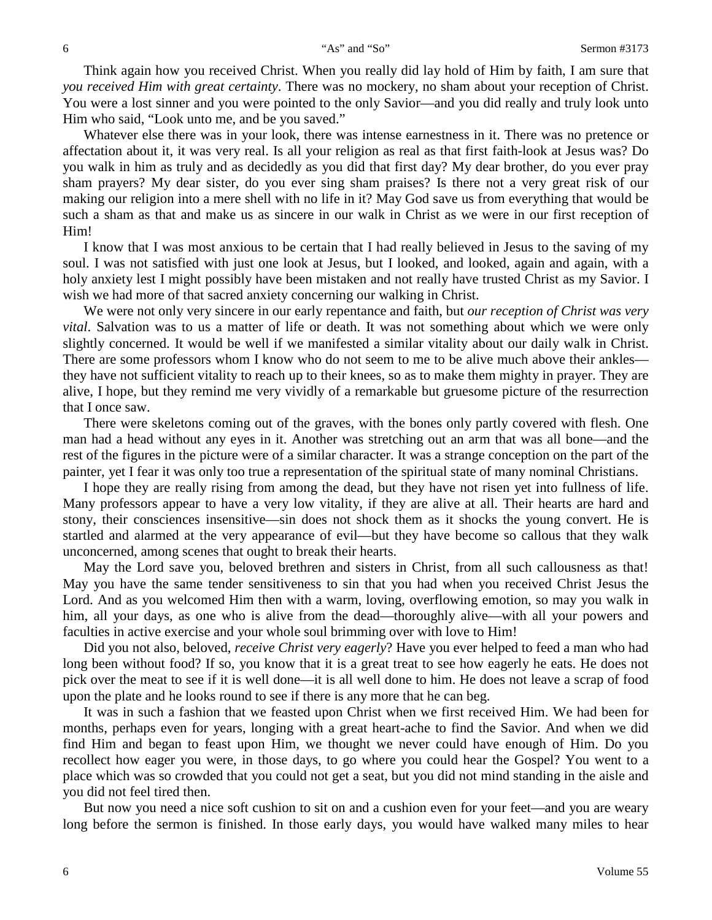Think again how you received Christ. When you really did lay hold of Him by faith, I am sure that *you received Him with great certainty*. There was no mockery, no sham about your reception of Christ. You were a lost sinner and you were pointed to the only Savior—and you did really and truly look unto Him who said, "Look unto me, and be you saved."

Whatever else there was in your look, there was intense earnestness in it. There was no pretence or affectation about it, it was very real. Is all your religion as real as that first faith-look at Jesus was? Do you walk in him as truly and as decidedly as you did that first day? My dear brother, do you ever pray sham prayers? My dear sister, do you ever sing sham praises? Is there not a very great risk of our making our religion into a mere shell with no life in it? May God save us from everything that would be such a sham as that and make us as sincere in our walk in Christ as we were in our first reception of Him!

I know that I was most anxious to be certain that I had really believed in Jesus to the saving of my soul. I was not satisfied with just one look at Jesus, but I looked, and looked, again and again, with a holy anxiety lest I might possibly have been mistaken and not really have trusted Christ as my Savior. I wish we had more of that sacred anxiety concerning our walking in Christ.

We were not only very sincere in our early repentance and faith, but *our reception of Christ was very vital*. Salvation was to us a matter of life or death. It was not something about which we were only slightly concerned. It would be well if we manifested a similar vitality about our daily walk in Christ. There are some professors whom I know who do not seem to me to be alive much above their ankles—they have not sufficient vitality to reach up to their knees, so as to make them mighty in prayer. They are alive, I hope, but they remind me very vividly of a remarkable but gruesome picture of the resurrection that I once saw.

There were skeletons coming out of the graves, with the bones only partly covered with flesh. One man had a head without any eyes in it. Another was stretching out an arm that was all bone—and the rest of the figures in the picture were of a similar character. It was a strange conception on the part of the painter, yet I fear it was only too true a representation of the spiritual state of many nominal Christians.

I hope they are really rising from among the dead, but they have not risen yet into fullness of life. Many professors appear to have a very low vitality, if they are alive at all. Their hearts are hard and stony, their consciences insensitive—sin does not shock them as it shocks the young convert. He is startled and alarmed at the very appearance of evil—but they have become so callous that they walk unconcerned, among scenes that ought to break their hearts.

May the Lord save you, beloved brethren and sisters in Christ, from all such callousness as that! May you have the same tender sensitiveness to sin that you had when you received Christ Jesus the Lord. And as you welcomed Him then with a warm, loving, overflowing emotion, so may you walk in him, all your days, as one who is alive from the dead—thoroughly alive—with all your powers and faculties in active exercise and your whole soul brimming over with love to Him!

Did you not also, beloved, *receive Christ very eagerly*? Have you ever helped to feed a man who had long been without food? If so, you know that it is a great treat to see how eagerly he eats. He does not pick over the meat to see if it is well done—it is all well done to him. He does not leave a scrap of food upon the plate and he looks round to see if there is any more that he can beg.

It was in such a fashion that we feasted upon Christ when we first received Him. We had been for months, perhaps even for years, longing with a great heart-ache to find the Savior. And when we did find Him and began to feast upon Him, we thought we never could have enough of Him. Do you recollect how eager you were, in those days, to go where you could hear the Gospel? You went to a place which was so crowded that you could not get a seat, but you did not mind standing in the aisle and you did not feel tired then.

But now you need a nice soft cushion to sit on and a cushion even for your feet—and you are weary long before the sermon is finished. In those early days, you would have walked many miles to hear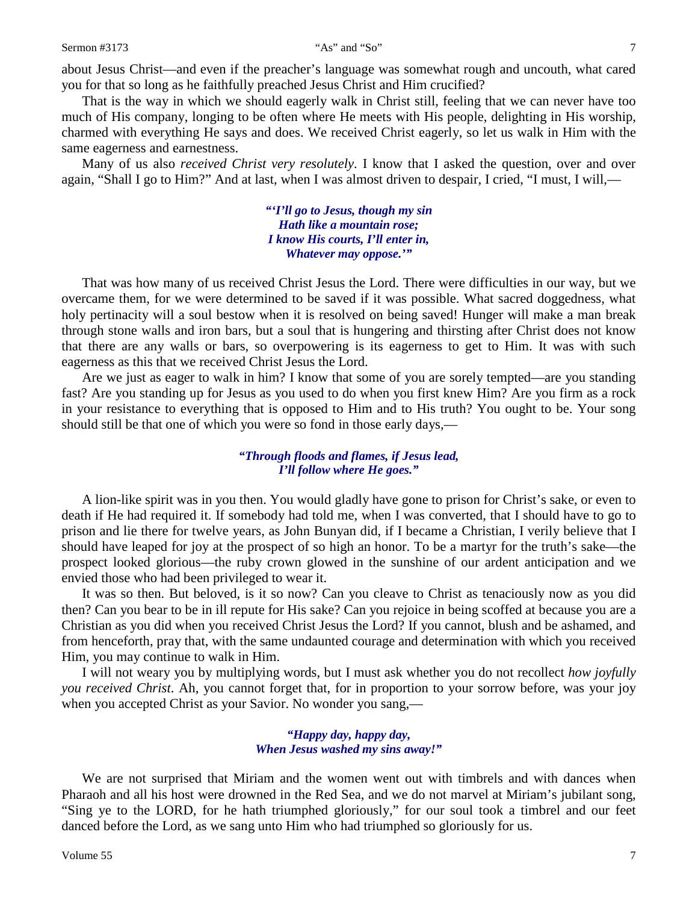about Jesus Christ—and even if the preacher's language was somewhat rough and uncouth, what cared you for that so long as he faithfully preached Jesus Christ and Him crucified?

That is the way in which we should eagerly walk in Christ still, feeling that we can never have too much of His company, longing to be often where He meets with His people, delighting in His worship, charmed with everything He says and does. We received Christ eagerly, so let us walk in Him with the same eagerness and earnestness.

Many of us also *received Christ very resolutely*. I know that I asked the question, over and over again, "Shall I go to Him?" And at last, when I was almost driven to despair, I cried, "I must, I will,—

> ***"'I'll go to Jesus, though my sin***
> ***Hath like a mountain rose;***
> ***I know His courts, I'll enter in,***
> ***Whatever may oppose.'"***

That was how many of us received Christ Jesus the Lord. There were difficulties in our way, but we overcame them, for we were determined to be saved if it was possible. What sacred doggedness, what holy pertinacity will a soul bestow when it is resolved on being saved! Hunger will make a man break through stone walls and iron bars, but a soul that is hungering and thirsting after Christ does not know that there are any walls or bars, so overpowering is its eagerness to get to Him. It was with such eagerness as this that we received Christ Jesus the Lord.

Are we just as eager to walk in him? I know that some of you are sorely tempted—are you standing fast? Are you standing up for Jesus as you used to do when you first knew Him? Are you firm as a rock in your resistance to everything that is opposed to Him and to His truth? You ought to be. Your song should still be that one of which you were so fond in those early days,—

> ***"Through floods and flames, if Jesus lead,***
> ***I'll follow where He goes."***

A lion-like spirit was in you then. You would gladly have gone to prison for Christ's sake, or even to death if He had required it. If somebody had told me, when I was converted, that I should have to go to prison and lie there for twelve years, as John Bunyan did, if I became a Christian, I verily believe that I should have leaped for joy at the prospect of so high an honor. To be a martyr for the truth's sake—the prospect looked glorious—the ruby crown glowed in the sunshine of our ardent anticipation and we envied those who had been privileged to wear it.

It was so then. But beloved, is it so now? Can you cleave to Christ as tenaciously now as you did then? Can you bear to be in ill repute for His sake? Can you rejoice in being scoffed at because you are a Christian as you did when you received Christ Jesus the Lord? If you cannot, blush and be ashamed, and from henceforth, pray that, with the same undaunted courage and determination with which you received Him, you may continue to walk in Him.

I will not weary you by multiplying words, but I must ask whether you do not recollect *how joyfully you received Christ*. Ah, you cannot forget that, for in proportion to your sorrow before, was your joy when you accepted Christ as your Savior. No wonder you sang,—

> ***"Happy day, happy day,***
> ***When Jesus washed my sins away!"***

We are not surprised that Miriam and the women went out with timbrels and with dances when Pharaoh and all his host were drowned in the Red Sea, and we do not marvel at Miriam's jubilant song, "Sing ye to the LORD, for he hath triumphed gloriously," for our soul took a timbrel and our feet danced before the Lord, as we sang unto Him who had triumphed so gloriously for us.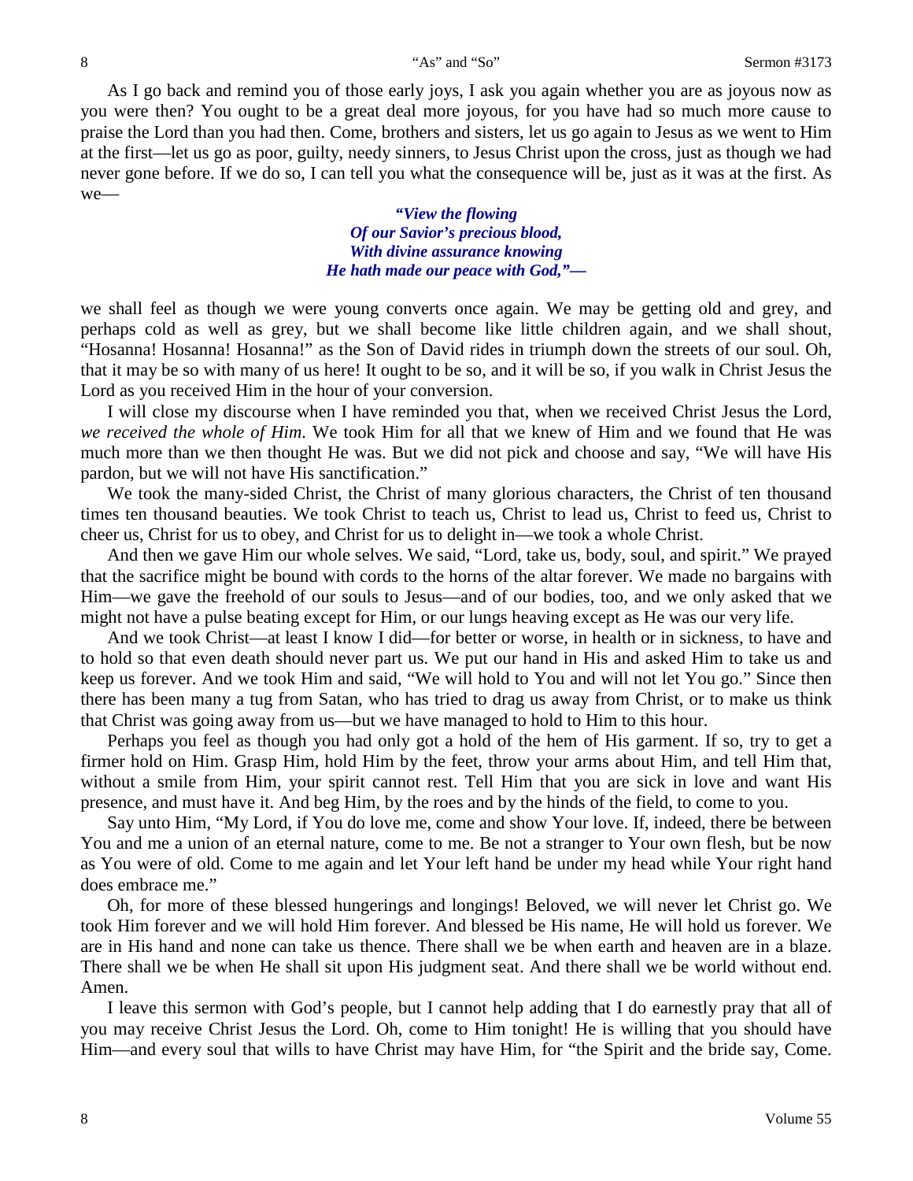As I go back and remind you of those early joys, I ask you again whether you are as joyous now as you were then? You ought to be a great deal more joyous, for you have had so much more cause to praise the Lord than you had then. Come, brothers and sisters, let us go again to Jesus as we went to Him at the first—let us go as poor, guilty, needy sinners, to Jesus Christ upon the cross, just as though we had never gone before. If we do so, I can tell you what the consequence will be, just as it was at the first. As we—

> ***"View the flowing***
> ***Of our Savior's precious blood,***
> ***With divine assurance knowing***
> ***He hath made our peace with God,"—***

we shall feel as though we were young converts once again. We may be getting old and grey, and perhaps cold as well as grey, but we shall become like little children again, and we shall shout, "Hosanna! Hosanna! Hosanna!" as the Son of David rides in triumph down the streets of our soul. Oh, that it may be so with many of us here! It ought to be so, and it will be so, if you walk in Christ Jesus the Lord as you received Him in the hour of your conversion.

I will close my discourse when I have reminded you that, when we received Christ Jesus the Lord, *we received the whole of Him*. We took Him for all that we knew of Him and we found that He was much more than we then thought He was. But we did not pick and choose and say, "We will have His pardon, but we will not have His sanctification."

We took the many-sided Christ, the Christ of many glorious characters, the Christ of ten thousand times ten thousand beauties. We took Christ to teach us, Christ to lead us, Christ to feed us, Christ to cheer us, Christ for us to obey, and Christ for us to delight in—we took a whole Christ.

And then we gave Him our whole selves. We said, "Lord, take us, body, soul, and spirit." We prayed that the sacrifice might be bound with cords to the horns of the altar forever. We made no bargains with Him—we gave the freehold of our souls to Jesus—and of our bodies, too, and we only asked that we might not have a pulse beating except for Him, or our lungs heaving except as He was our very life.

And we took Christ—at least I know I did—for better or worse, in health or in sickness, to have and to hold so that even death should never part us. We put our hand in His and asked Him to take us and keep us forever. And we took Him and said, "We will hold to You and will not let You go." Since then there has been many a tug from Satan, who has tried to drag us away from Christ, or to make us think that Christ was going away from us—but we have managed to hold to Him to this hour.

Perhaps you feel as though you had only got a hold of the hem of His garment. If so, try to get a firmer hold on Him. Grasp Him, hold Him by the feet, throw your arms about Him, and tell Him that, without a smile from Him, your spirit cannot rest. Tell Him that you are sick in love and want His presence, and must have it. And beg Him, by the roes and by the hinds of the field, to come to you.

Say unto Him, "My Lord, if You do love me, come and show Your love. If, indeed, there be between You and me a union of an eternal nature, come to me. Be not a stranger to Your own flesh, but be now as You were of old. Come to me again and let Your left hand be under my head while Your right hand does embrace me."

Oh, for more of these blessed hungerings and longings! Beloved, we will never let Christ go. We took Him forever and we will hold Him forever. And blessed be His name, He will hold us forever. We are in His hand and none can take us thence. There shall we be when earth and heaven are in a blaze. There shall we be when He shall sit upon His judgment seat. And there shall we be world without end. Amen.

I leave this sermon with God's people, but I cannot help adding that I do earnestly pray that all of you may receive Christ Jesus the Lord. Oh, come to Him tonight! He is willing that you should have Him—and every soul that wills to have Christ may have Him, for "the Spirit and the bride say, Come.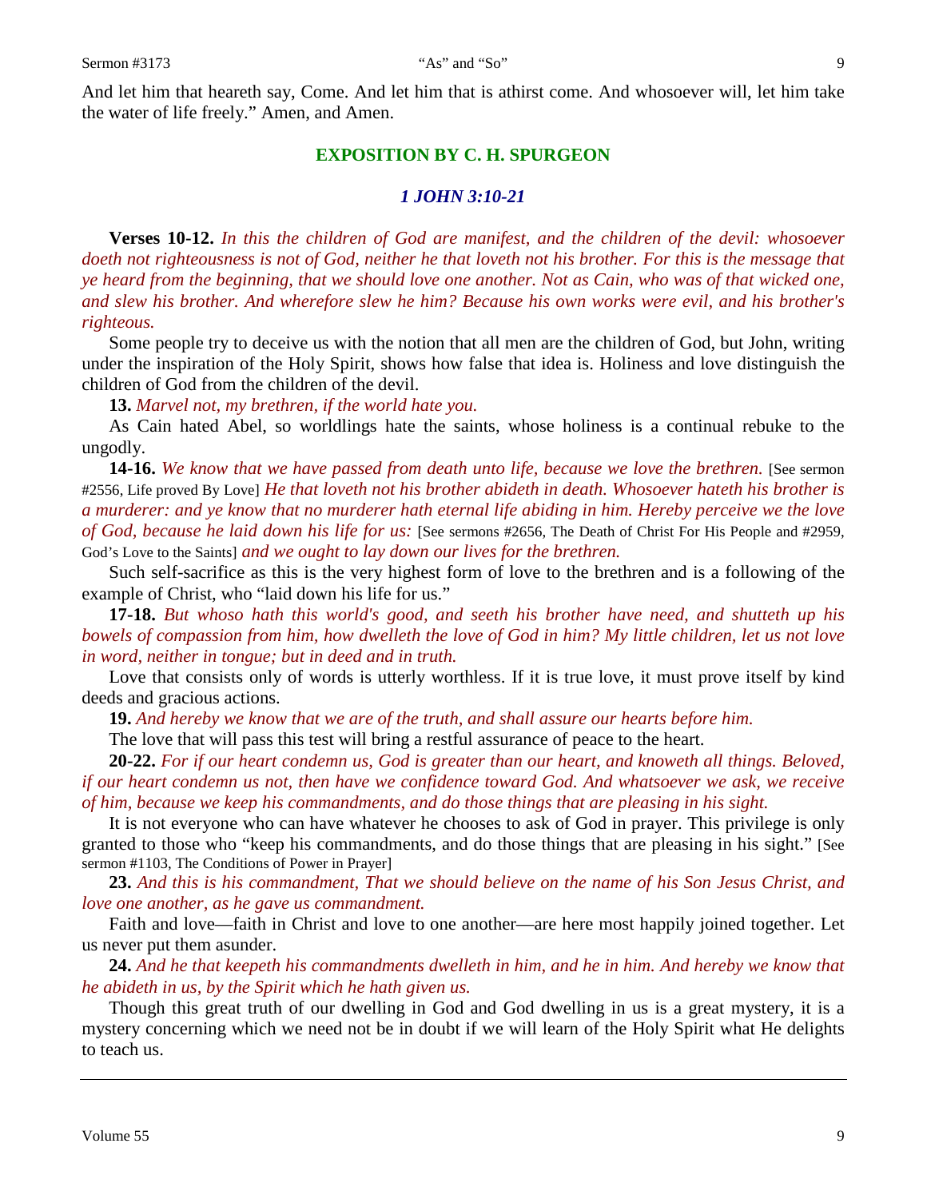And let him that heareth say, Come. And let him that is athirst come. And whosoever will, let him take the water of life freely." Amen, and Amen.

## EXPOSITION BY C. H. SPURGEON

### *1 JOHN 3:10-21*

**Verses 10-12.** *In this the children of God are manifest, and the children of the devil: whosoever doeth not righteousness is not of God, neither he that loveth not his brother. For this is the message that ye heard from the beginning, that we should love one another. Not as Cain, who was of that wicked one, and slew his brother. And wherefore slew he him? Because his own works were evil, and his brother's righteous.*

Some people try to deceive us with the notion that all men are the children of God, but John, writing under the inspiration of the Holy Spirit, shows how false that idea is. Holiness and love distinguish the children of God from the children of the devil.

**13.** *Marvel not, my brethren, if the world hate you.*

As Cain hated Abel, so worldlings hate the saints, whose holiness is a continual rebuke to the ungodly.

**14-16.** *We know that we have passed from death unto life, because we love the brethren.* [See sermon #2556, Life proved By Love] *He that loveth not his brother abideth in death. Whosoever hateth his brother is a murderer: and ye know that no murderer hath eternal life abiding in him. Hereby perceive we the love of God, because he laid down his life for us:* [See sermons #2656, The Death of Christ For His People and #2959, God's Love to the Saints] *and we ought to lay down our lives for the brethren.*

Such self-sacrifice as this is the very highest form of love to the brethren and is a following of the example of Christ, who "laid down his life for us."

**17-18.** *But whoso hath this world's good, and seeth his brother have need, and shutteth up his bowels of compassion from him, how dwelleth the love of God in him? My little children, let us not love in word, neither in tongue; but in deed and in truth.*

Love that consists only of words is utterly worthless. If it is true love, it must prove itself by kind deeds and gracious actions.

**19.** *And hereby we know that we are of the truth, and shall assure our hearts before him.*

The love that will pass this test will bring a restful assurance of peace to the heart.

**20-22.** *For if our heart condemn us, God is greater than our heart, and knoweth all things. Beloved, if our heart condemn us not, then have we confidence toward God. And whatsoever we ask, we receive of him, because we keep his commandments, and do those things that are pleasing in his sight.*

It is not everyone who can have whatever he chooses to ask of God in prayer. This privilege is only granted to those who "keep his commandments, and do those things that are pleasing in his sight." [See sermon #1103, The Conditions of Power in Prayer]

**23.** *And this is his commandment, That we should believe on the name of his Son Jesus Christ, and love one another, as he gave us commandment.*

Faith and love—faith in Christ and love to one another—are here most happily joined together. Let us never put them asunder.

**24.** *And he that keepeth his commandments dwelleth in him, and he in him. And hereby we know that he abideth in us, by the Spirit which he hath given us.*

Though this great truth of our dwelling in God and God dwelling in us is a great mystery, it is a mystery concerning which we need not be in doubt if we will learn of the Holy Spirit what He delights to teach us.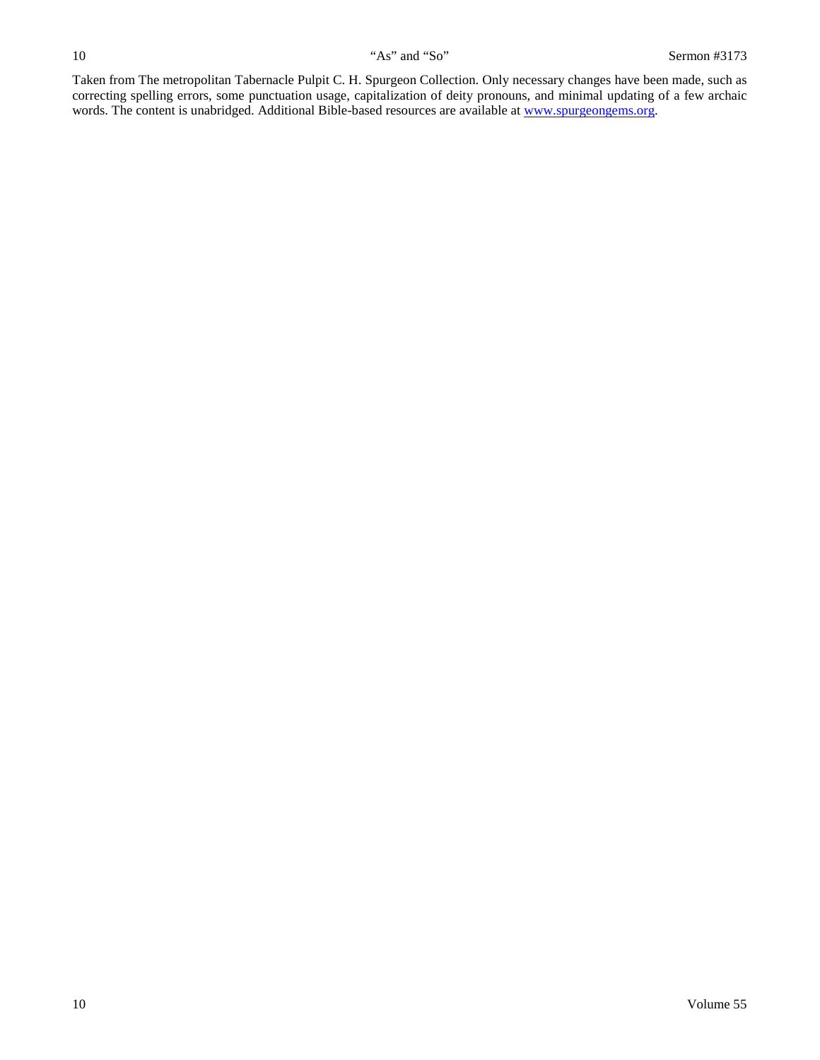Taken from The metropolitan Tabernacle Pulpit C. H. Spurgeon Collection. Only necessary changes have been made, such as correcting spelling errors, some punctuation usage, capitalization of deity pronouns, and minimal updating of a few archaic words. The content is unabridged. Additional Bible-based resources are available at [www.spurgeongems.org](http://www.spurgeongems.org).